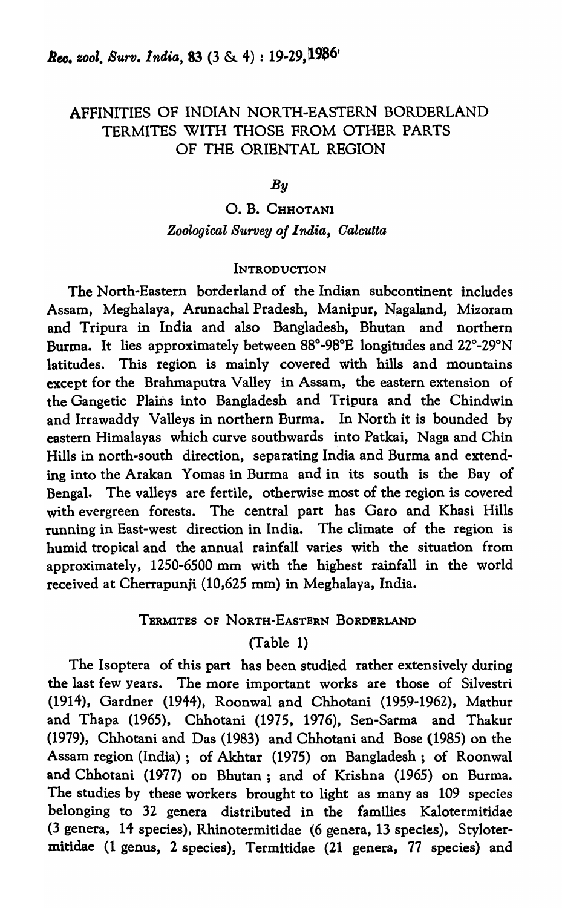# AFFINITIES OF INDIAN NORTH-EASTERN BORDERLAND TERMITES WITH THOSE FROM OTHER PARTS OF THE ORIENTAL REGION

*By*

O. B. Chhotani

*Zoological Survey of India, Calcutta*

## Introduction

The North-Eastern borderland of the Indian subcontinent includes Assam, Meghalaya, Arunachal Pradesh, Manipur, Nagaland, Mizoram and Tripura in India and also Bangladesh, Bhutan and northern Burma. It lies approximately between 88°-98°E longitudes and 22°-29°N latitudes. This region is mainly covered with hills and mountains except for the Brahmaputra Valley in Assam, the eastern extension of the Gangetic Plains into Bangladesh and Tripura and the Chindwin and Irrawaddy Valleys in northern Burma. In North it is bounded by eastern Himalayas which curve southwards into Patkai, Naga and Chin Hills in north-south direction, separating India and Burma and extending into the Arakan Yomas in Burma and in its south is the Bay of Bengal. The valleys are fertile, otherwise most of the region is covered with evergreen forests. The central part has Garo and Khasi Hills running in East-west direction in India. The climate of the region is humid tropical and the annual rainfall varies with the situation from approximately, 1250-6500 mm with the highest rainfall in the world received at Cherrapunji (10,625 mm) in Meghalaya, India.

## Termites of North-Eastern Borderland

(Table 1)

The Isoptera of this part has been studied rather extensively during the last few years. The more important works are those of Silvestri (1914), Gardner (1944), Roonwal and Chhotani (1959-1962), Mathur and Thapa (1965), Chhotani (1975, 1976), Sen-Sarma and Thakur (1979), Chhotani and Das (1983) and Chhotani and Bose (1985) on the Assam region (India) ; of Akhtar (1975) on Bangladesh ; of Roonwal and Chhotani (1977) on Bhutan ; and of Krishna (1965) on Burma. The studies by these workers brought to light as many as 109 species belonging to 32 genera distributed in the families Kalotermitidae (3 genera, 14 species), Rhinotermitidae (6 genera, 13 species), Stylotermitidae (1 genus, 2 species), Termitidae (21 genera, 77 species) and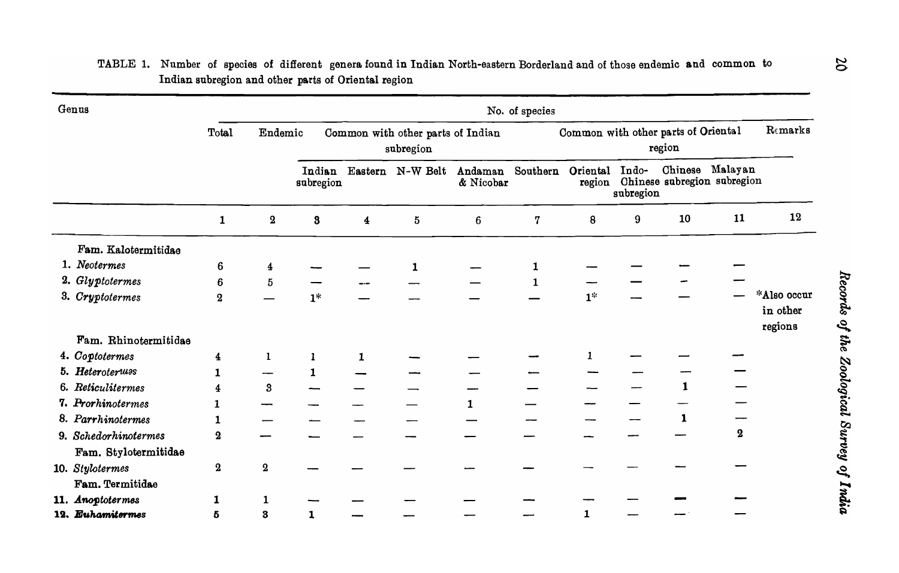TABLE 1. Number of species of different genera found in Indian North-eastern Borderland and of those endemic and common to Indian subregion and other parts of Oriental region

| Genus | No. of species | | | | | | | | | | | |
|---|---|---|---|---|---|---|---|---|---|---|---|---|
| | Total | Endemic | Common with other parts of Indian subregion | | | | | Common with other parts of Oriental region | | | | Remarks |
| | | | Indian subregion | Eastern | N-W Belt | Andaman & Nicobar | Southern | Oriental region | Indo-Chinese subregion | Chinese subregion | Malayan subregion | |
| | 1 | 2 | 3 | 4 | 5 | 6 | 7 | 8 | 9 | 10 | 11 | 12 |
| Fam. Kalotermitidae | | | | | | | | | | | | |
| 1. *Neotermes* | 6 | 4 | — | — | 1 | — | 1 | — | — | — | — | |
| 2. *Glyptotermes* | 6 | 5 | — | — | — | — | 1 | — | — | — | — | |
| 3. *Cryptotermes* | 2 | — | 1* | — | — | — | — | 1* | — | — | — | *Also occur in other regions |
| Fam. Rhinotermitidae | | | | | | | | | | | | |
| 4. *Coptotermes* | 4 | 1 | 1 | 1 | — | — | — | 1 | — | — | — | |
| 5. *Heterotermes* | 1 | — | 1 | — | — | — | — | — | — | — | — | |
| 6. *Reticulitermes* | 4 | 3 | — | — | — | — | — | — | — | 1 | — | |
| 7. *Prorhinotermes* | 1 | — | — | — | — | 1 | — | — | — | — | — | |
| 8. *Parrhinotermes* | 1 | — | — | — | — | — | — | — | — | 1 | — | |
| 9. *Schedorhinotermes* | 2 | — | — | — | — | — | — | — | — | — | 2 | |
| Fam. Stylotermitidae | | | | | | | | | | | | |
| 10. *Stylotermes* | 2 | 2 | — | — | — | — | — | — | — | — | — | |
| Fam. Termitidae | | | | | | | | | | | | |
| 11. *Anoplotermes* | 1 | 1 | — | — | — | — | — | — | — | — | — | |
| 12. *Euhamitermes* | 5 | 3 | 1 | — | — | — | — | 1 | — | — | — | |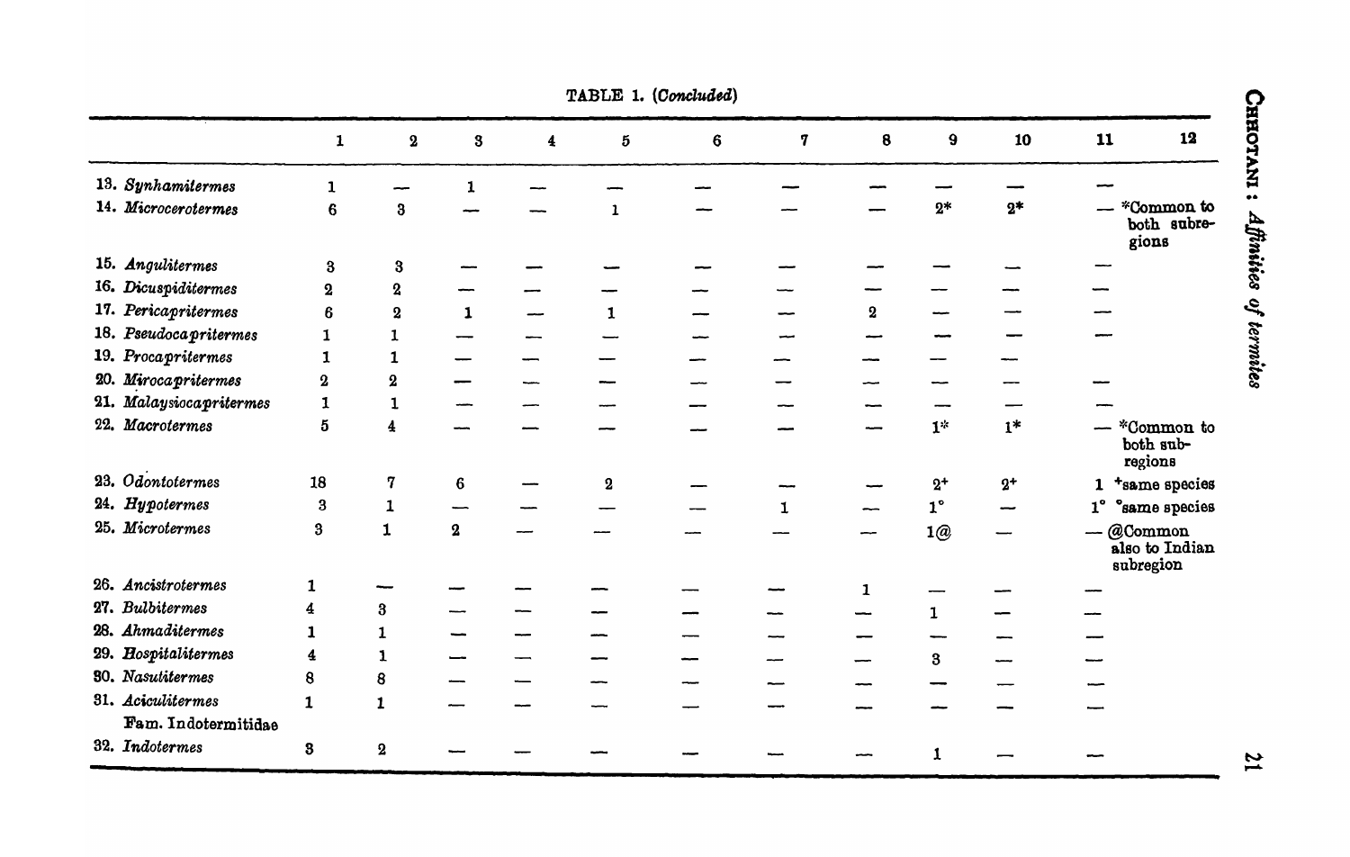TABLE 1. (*Concluded*)

| | 1 | 2 | 3 | 4 | 5 | 6 | 7 | 8 | 9 | 10 | 11 | 12 |
|---|---|---|---|---|---|---|---|---|---|---|---|---|
| 13. *Synhamitermes* | 1 | — | 1 | — | — | — | — | — | — | — | — | |
| 14. *Microcerotermes* | 6 | 3 | — | — | 1 | — | — | — | 2* | 2* | — | *Common to both subregions |
| 15. *Angulitermes* | 3 | 3 | — | — | — | — | — | — | — | — | — | |
| 16. *Dicuspiditermes* | 2 | 2 | — | — | — | — | — | — | — | — | — | |
| 17. *Pericapritermes* | 6 | 2 | 1 | — | 1 | — | — | 2 | — | — | — | |
| 18. *Pseudocapritermes* | 1 | 1 | — | — | — | — | — | — | — | — | — | |
| 19. *Procapritermes* | 1 | 1 | — | — | — | — | — | — | — | — | | |
| 20. *Mirocapritermes* | 2 | 2 | — | — | — | — | — | — | — | — | — | |
| 21. *Malaysiocapritermes* | 1 | 1 | — | — | — | — | — | — | — | — | — | |
| 22. *Macrotermes* | 5 | 4 | — | — | — | — | — | — | 1* | 1* | — | *Common to both subregions |
| 23. *Odontotermes* | 18 | 7 | 6 | — | 2 | — | — | — | 2+ | 2+ | 1 | +same species |
| 24. *Hypotermes* | 3 | 1 | — | — | — | — | 1 | — | 1° | — | 1° | °same species |
| 25. *Microtermes* | 3 | 1 | 2 | — | — | — | — | — | 1@ | — | — | @Common also to Indian subregion |
| 26. *Ancistrotermes* | 1 | — | — | — | — | — | — | 1 | — | — | — | |
| 27. *Bulbitermes* | 4 | 3 | — | — | — | — | — | — | 1 | — | — | |
| 28. *Ahmaditermes* | 1 | 1 | — | — | — | — | — | — | — | — | — | |
| 29. *Hospitalitermes* | 4 | 1 | — | — | — | — | — | — | 3 | — | — | |
| 30. *Nasutitermes* | 8 | 8 | — | — | — | — | — | — | — | — | — | |
| 31. *Aciculitermes* | 1 | 1 | — | — | — | — | — | — | — | — | — | |
| Fam. Indotermitidae | | | | | | | | | | | | |
| 32. *Indotermes* | 3 | 2 | — | — | — | — | — | — | 1 | — | — | |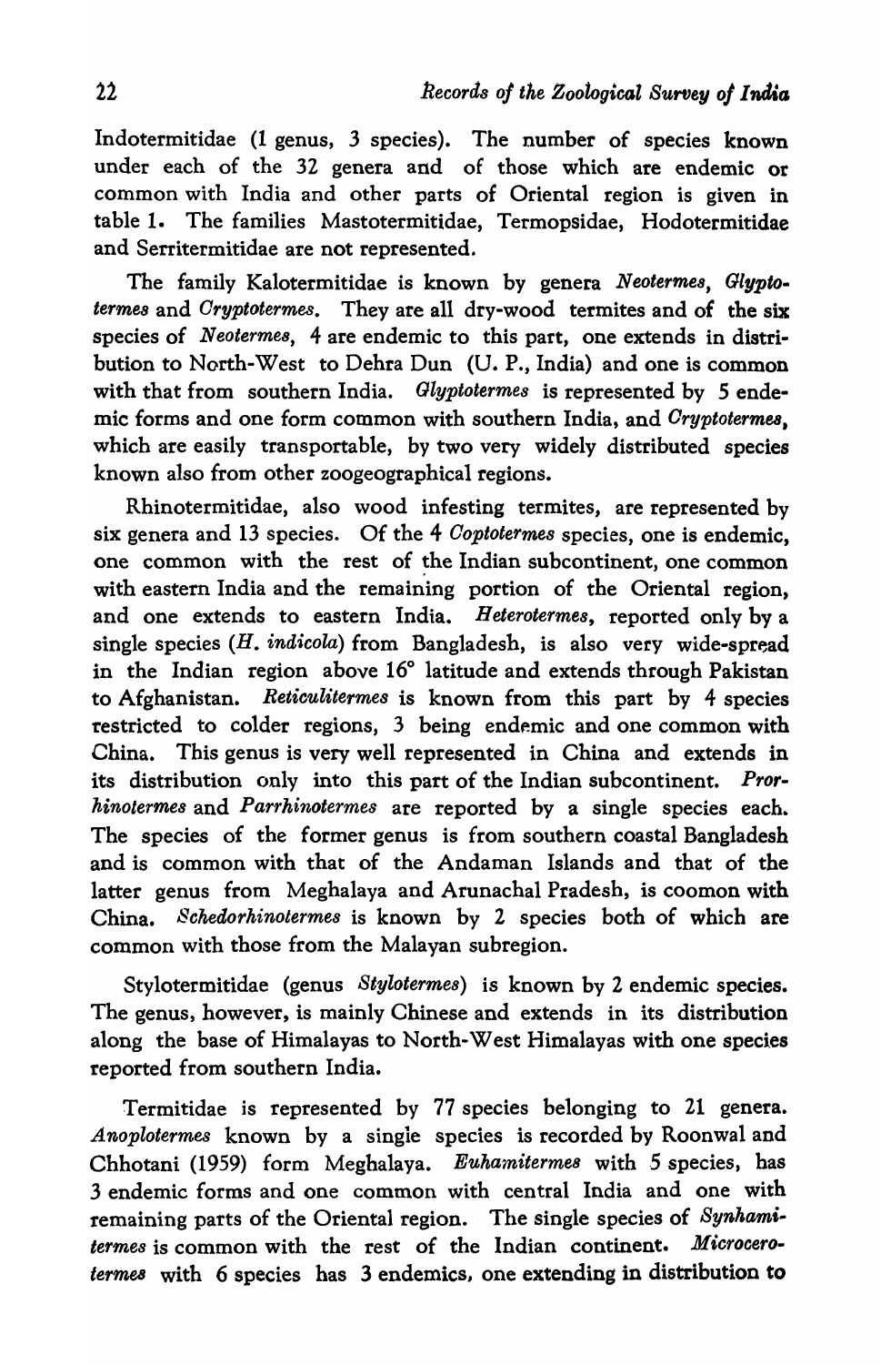Indotermitidae (1 genus, 3 species). The number of species known under each of the 32 genera and of those which are endemic or common with India and other parts of Oriental region is given in table 1. The families Mastotermitidae, Termopsidae, Hodotermitidae and Serritermitidae are not represented.

The family Kalotermitidae is known by genera *Neotermes*, *Glyptotermes* and *Cryptotermes*. They are all dry-wood termites and of the six species of *Neotermes*, 4 are endemic to this part, one extends in distribution to North-West to Dehra Dun (U. P., India) and one is common with that from southern India. *Glyptotermes* is represented by 5 endemic forms and one form common with southern India, and *Cryptotermes*, which are easily transportable, by two very widely distributed species known also from other zoogeographical regions.

Rhinotermitidae, also wood infesting termites, are represented by six genera and 13 species. Of the 4 *Coptotermes* species, one is endemic, one common with the rest of the Indian subcontinent, one common with eastern India and the remaining portion of the Oriental region, and one extends to eastern India. *Heterotermes*, reported only by a single species (*H. indicola*) from Bangladesh, is also very wide-spread in the Indian region above 16° latitude and extends through Pakistan to Afghanistan. *Reticulitermes* is known from this part by 4 species restricted to colder regions, 3 being endemic and one common with China. This genus is very well represented in China and extends in its distribution only into this part of the Indian subcontinent. *Prorhinotermes* and *Parrhinotermes* are reported by a single species each. The species of the former genus is from southern coastal Bangladesh and is common with that of the Andaman Islands and that of the latter genus from Meghalaya and Arunachal Pradesh, is coomon with China. *Schedorhinotermes* is known by 2 species both of which are common with those from the Malayan subregion.

Stylotermitidae (genus *Stylotermes*) is known by 2 endemic species. The genus, however, is mainly Chinese and extends in its distribution along the base of Himalayas to North-West Himalayas with one species reported from southern India.

Termitidae is represented by 77 species belonging to 21 genera. *Anoplotermes* known by a single species is recorded by Roonwal and Chhotani (1959) form Meghalaya. *Euhamitermes* with 5 species, has 3 endemic forms and one common with central India and one with remaining parts of the Oriental region. The single species of *Synhamitermes* is common with the rest of the Indian continent. *Microcerotermes* with 6 species has 3 endemics, one extending in distribution to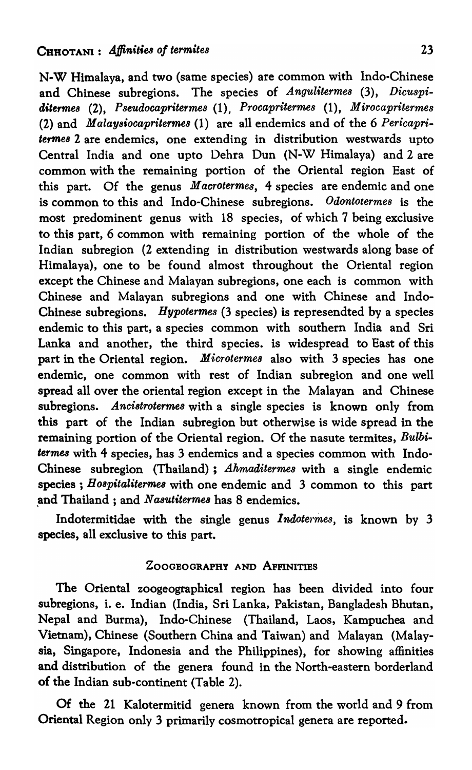N-W Himalaya, and two (same species) are common with Indo-Chinese and Chinese subregions. The species of *Angulitermes* (3), *Dicuspiditermes* (2), *Pseudocapritermes* (1), *Procapritermes* (1), *Mirocapritermes* (2) and *Malaysiocapritermes* (1) are all endemics and of the 6 *Pericapritermes* 2 are endemics, one extending in distribution westwards upto Central India and one upto Dehra Dun (N-W Himalaya) and 2 are common with the remaining portion of the Oriental region East of this part. Of the genus *Macrotermes*, 4 species are endemic and one is common to this and Indo-Chinese subregions. *Odontotermes* is the most predominent genus with 18 species, of which 7 being exclusive to this part, 6 common with remaining portion of the whole of the Indian subregion (2 extending in distribution westwards along base of Himalaya), one to be found almost throughout the Oriental region except the Chinese and Malayan subregions, one each is common with Chinese and Malayan subregions and one with Chinese and Indo-Chinese subregions. *Hypotermes* (3 species) is represendted by a species endemic to this part, a species common with southern India and Sri Lanka and another, the third species. is widespread to East of this part in the Oriental region. *Microtermes* also with 3 species has one endemic, one common with rest of Indian subregion and one well spread all over the oriental region except in the Malayan and Chinese subregions. *Ancistrotermes* with a single species is known only from this part of the Indian subregion but otherwise is wide spread in the remaining portion of the Oriental region. Of the nasute termites, *Bulbitermes* with 4 species, has 3 endemics and a species common with Indo-Chinese subregion (Thailand) ; *Ahmaditermes* with a single endemic species ; *Hospitalitermes* with one endemic and 3 common to this part and Thailand ; and *Nasutitermes* has 8 endemics.

Indotermitidae with the single genus *Indotermes*, is known by 3 species, all exclusive to this part.

## Zoogeography and Affinities

The Oriental zoogeographical region has been divided into four subregions, i. e. Indian (India, Sri Lanka, Pakistan, Bangladesh Bhutan, Nepal and Burma), Indo-Chinese (Thailand, Laos, Kampuchea and Vietnam), Chinese (Southern China and Taiwan) and Malayan (Malaysia, Singapore, Indonesia and the Philippines), for showing affinities and distribution of the genera found in the North-eastern borderland of the Indian sub-continent (Table 2).

Of the 21 Kalotermitid genera known from the world and 9 from Oriental Region only 3 primarily cosmotropical genera are reported.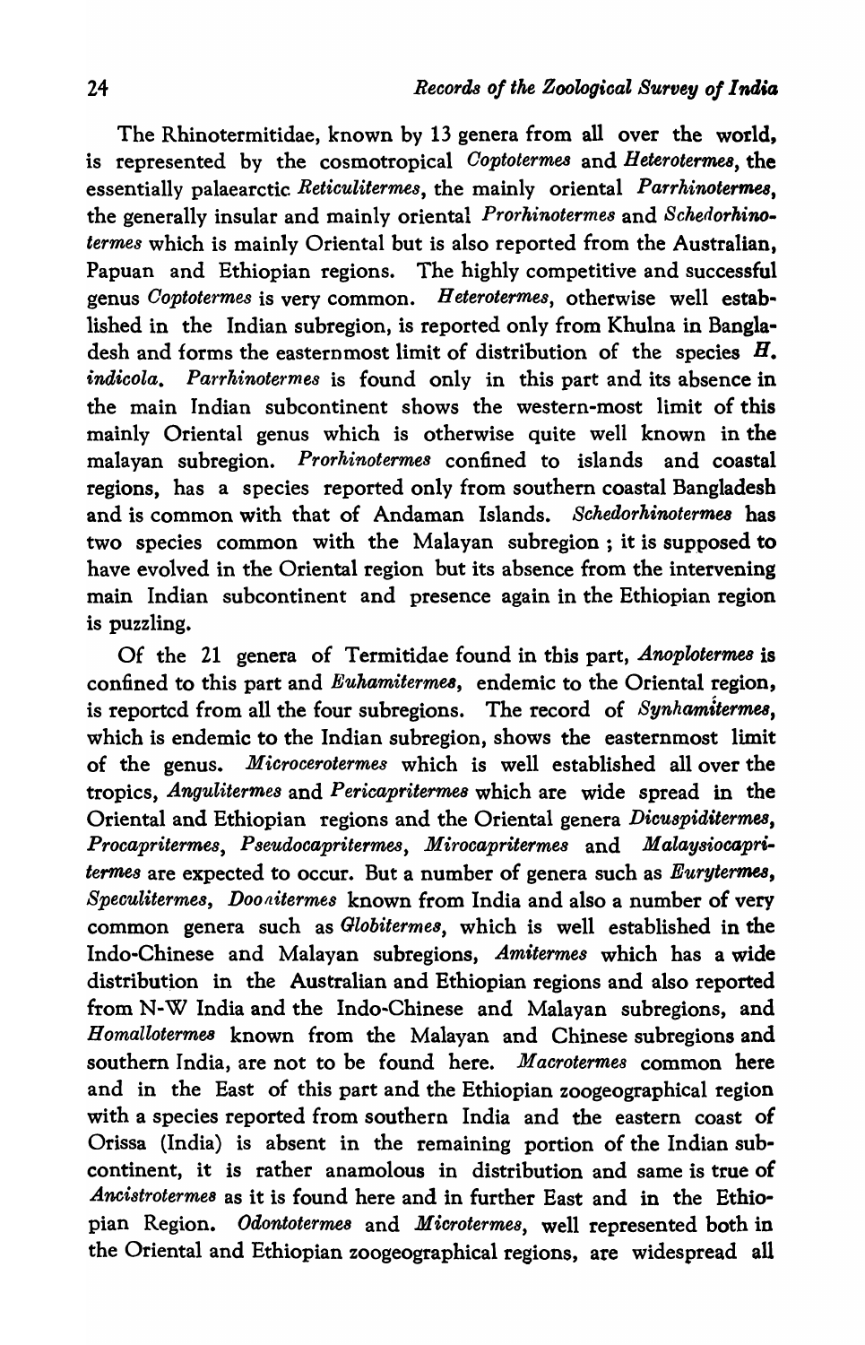The Rhinotermitidae, known by 13 genera from all over the world, is represented by the cosmotropical *Coptotermes* and *Heterotermes*, the essentially palaearctic *Reticulitermes*, the mainly oriental *Parrhinotermes*, the generally insular and mainly oriental *Prorhinotermes* and *Schedorhinotermes* which is mainly Oriental but is also reported from the Australian, Papuan and Ethiopian regions. The highly competitive and successful genus *Coptotermes* is very common. *Heterotermes*, otherwise well established in the Indian subregion, is reported only from Khulna in Bangladesh and forms the easternmost limit of distribution of the species *H. indicola*. *Parrhinotermes* is found only in this part and its absence in the main Indian subcontinent shows the western-most limit of this mainly Oriental genus which is otherwise quite well known in the malayan subregion. *Prorhinotermes* confined to islands and coastal regions, has a species reported only from southern coastal Bangladesh and is common with that of Andaman Islands. *Schedorhinotermes* has two species common with the Malayan subregion ; it is supposed to have evolved in the Oriental region but its absence from the intervening main Indian subcontinent and presence again in the Ethiopian region is puzzling.

Of the 21 genera of Termitidae found in this part, *Anoplotermes* is confined to this part and *Euhamitermes*, endemic to the Oriental region, is reportcd from all the four subregions. The record of *Synhamitermes*, which is endemic to the Indian subregion, shows the easternmost limit of the genus. *Microcerotermes* which is well established all over the tropics, *Angulitermes* and *Pericapritermes* which are wide spread in the Oriental and Ethiopian regions and the Oriental genera *Dicuspiditermes*, *Procapritermes*, *Pseudocapritermes*, *Mirocapritermes* and *Malaysiocapritermes* are expected to occur. But a number of genera such as *Eurytermes*, *Speculitermes*, *Doonitermes* known from India and also a number of very common genera such as *Globitermes*, which is well established in the Indo-Chinese and Malayan subregions, *Amitermes* which has a wide distribution in the Australian and Ethiopian regions and also reported from N-W India and the Indo-Chinese and Malayan subregions, and *Homallotermes* known from the Malayan and Chinese subregions and southern India, are not to be found here. *Macrotermes* common here and in the East of this part and the Ethiopian zoogeographical region with a species reported from southern India and the eastern coast of Orissa (India) is absent in the remaining portion of the Indian subcontinent, it is rather anamolous in distribution and same is true of *Ancistrotermes* as it is found here and in further East and in the Ethiopian Region. *Odontotermes* and *Microtermes*, well represented both in the Oriental and Ethiopian zoogeographical regions, are widespread all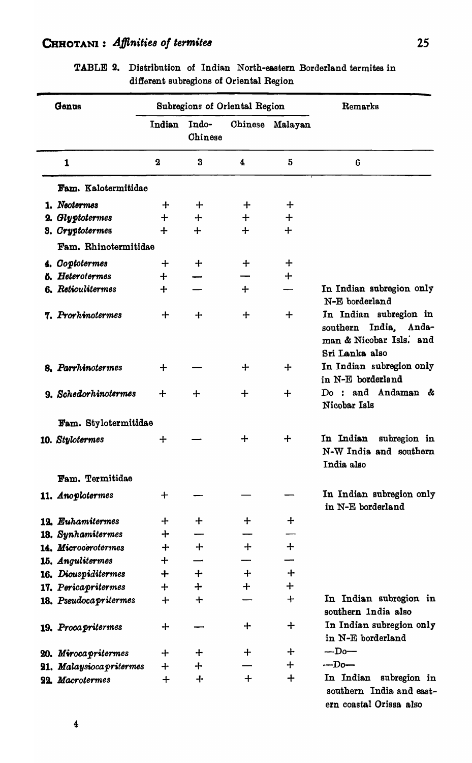TABLE 2. Distribution of Indian North-eastern Borderland termites in different subregions of Oriental Region

| Genus | Subregions of Oriental Region | | | | Remarks |
|---|---|---|---|---|---|
| | Indian | Indo-Chinese | Chinese | Malayan | |
| 1 | 2 | 3 | 4 | 5 | 6 |
| Fam. Kalotermitidae | | | | | |
| 1. *Neotermes* | + | + | + | + | |
| 2. *Glyptotermes* | + | + | + | + | |
| 3. *Cryptotermes* | + | + | + | + | |
| Fam. Rhinotermitidae | | | | | |
| 4. *Cooptotermes* | + | + | + | + | |
| 5. *Heterotermes* | + | — | — | + | |
| 6. *Reticulitermes* | + | — | + | — | In Indian subregion only N-E borderland |
| 7. *Prorhinotermes* | + | + | + | + | In Indian subregion in southern India, Andaman & Nicobar Isls. and Sri Lanka also |
| 8. *Parrhinotermes* | + | — | + | + | In Indian subregion only in N-E borderland |
| 9. *Schedorhinotermes* | + | + | + | + | Do : and Andaman & Nicobar Isls |
| Fam. Stylotermitidae | | | | | |
| 10. *Stylotermes* | + | — | + | + | In Indian subregion in N-W India and southern India also |
| Fam. Termitidae | | | | | |
| 11. *Anoplotermes* | + | — | — | — | In Indian subregion only in N-E borderland |
| 12. *Euhamitermes* | + | + | + | + | |
| 13. *Synhamitermes* | + | — | — | — | |
| 14. *Microcerotermes* | + | + | + | + | |
| 15. *Angulitermes* | + | — | — | — | |
| 16. *Dicuspiditermes* | + | + | + | + | |
| 17. *Pericapritermes* | + | + | + | + | |
| 18. *Pseudocapritermes* | + | + | — | + | In Indian subregion in southern India also |
| 19. *Procapritermes* | + | — | + | + | In Indian subregion only in N-E borderland |
| 20. *Mirocapritermes* | + | + | + | + | —Do— |
| 21. *Malaysiocapritermes* | + | + | — | + | —Do— |
| 22. *Macrotermes* | + | + | + | + | In Indian subregion in southern India and eastern coastal Orissa also |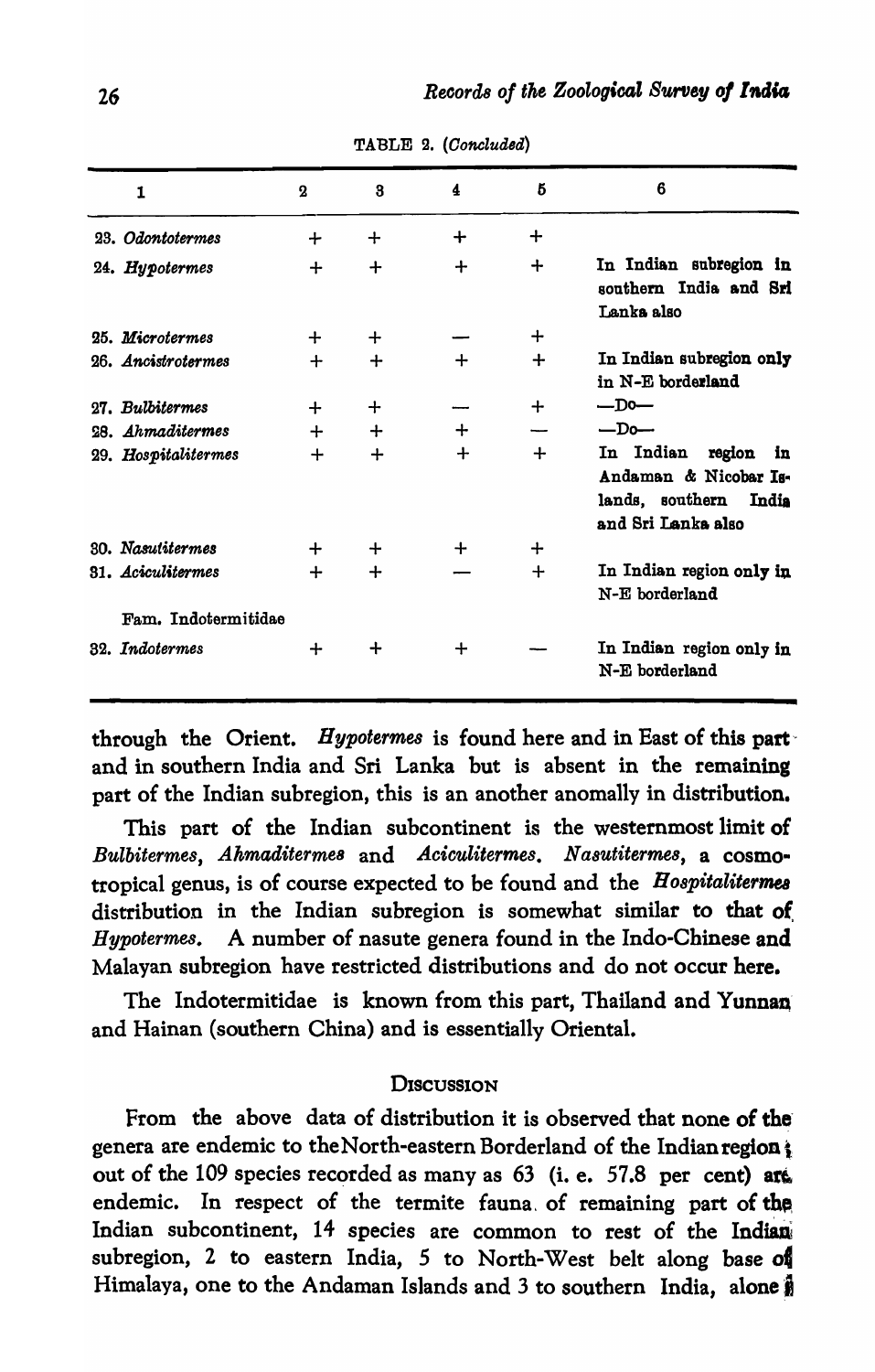TABLE 2. (*Concluded*)

| 1 | 2 | 3 | 4 | 5 | 6 |
|---|---|---|---|---|---|
| 23. *Odontotermes* | + | + | + | + | |
| 24. *Hypotermes* | + | + | + | + | In Indian subregion in southern India and Sri Lanka also |
| 25. *Microtermes* | + | + | — | + | |
| 26. *Ancistrotermes* | + | + | + | + | In Indian subregion only in N-E borderland |
| 27. *Bulbitermes* | + | + | — | + | —Do— |
| 28. *Ahmaditermes* | + | + | + | — | —Do— |
| 29. *Hospitalitermes* | + | + | + | + | In Indian region in Andaman & Nicobar Islands, southern India and Sri Lanka also |
| 30. *Nasutitermes* | + | + | + | + | |
| 31. *Aciculitermes* | + | + | — | + | In Indian region only in N-E borderland |
| Fam. Indotermitidae | | | | | |
| 32. *Indotermes* | + | + | + | — | In Indian region only in N-E borderland |

through the Orient. *Hypotermes* is found here and in East of this part and in southern India and Sri Lanka but is absent in the remaining part of the Indian subregion, this is an another anomally in distribution.

This part of the Indian subcontinent is the westernmost limit of *Bulbitermes*, *Ahmaditermes* and *Aciculitermes*. *Nasutitermes*, a cosmotropical genus, is of course expected to be found and the *Hospitalitermes* distribution in the Indian subregion is somewhat similar to that of *Hypotermes*. A number of nasute genera found in the Indo-Chinese and Malayan subregion have restricted distributions and do not occur here.

The Indotermitidae is known from this part, Thailand and Yunnan and Hainan (southern China) and is essentially Oriental.

## Discussion

From the above data of distribution it is observed that none of the genera are endemic to the North-eastern Borderland of the Indian region; out of the 109 species recorded as many as 63 (i. e. 57.8 per cent) are endemic. In respect of the termite fauna of remaining part of the Indian subcontinent, 14 species are common to rest of the Indian subregion, 2 to eastern India, 5 to North-West belt along base of Himalaya, one to the Andaman Islands and 3 to southern India, alone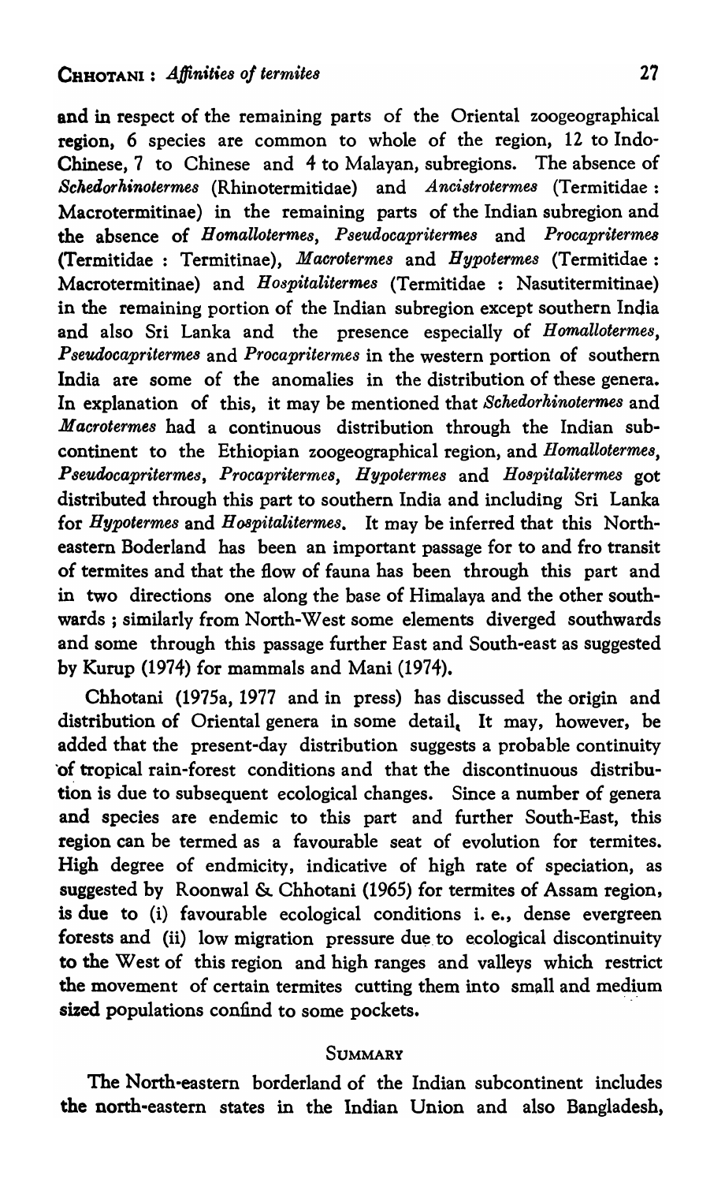and in respect of the remaining parts of the Oriental zoogeographical region, 6 species are common to whole of the region, 12 to Indo-Chinese, 7 to Chinese and 4 to Malayan, subregions. The absence of *Schedorhinotermes* (Rhinotermitidae) and *Ancistrotermes* (Termitidae : Macrotermitinae) in the remaining parts of the Indian subregion and the absence of *Homallotermes*, *Pseudocapritermes* and *Procapritermes* (Termitidae : Termitinae), *Macrotermes* and *Hypotermes* (Termitidae : Macrotermitinae) and *Hospitalitermes* (Termitidae : Nasutitermitinae) in the remaining portion of the Indian subregion except southern India and also Sri Lanka and the presence especially of *Homallotermes*, *Pseudocapritermes* and *Procapritermes* in the western portion of southern India are some of the anomalies in the distribution of these genera. In explanation of this, it may be mentioned that *Schedorhinotermes* and *Macrotermes* had a continuous distribution through the Indian subcontinent to the Ethiopian zoogeographical region, and *Homallotermes*, *Pseudocapritermes*, *Procapritermes*, *Hypotermes* and *Hospitalitermes* got distributed through this part to southern India and including Sri Lanka for *Hypotermes* and *Hospitalitermes*. It may be inferred that this North-eastern Boderland has been an important passage for to and fro transit of termites and that the flow of fauna has been through this part and in two directions one along the base of Himalaya and the other southwards ; similarly from North-West some elements diverged southwards and some through this passage further East and South-east as suggested by Kurup (1974) for mammals and Mani (1974).

Chhotani (1975a, 1977 and in press) has discussed the origin and distribution of Oriental genera in some detail. It may, however, be added that the present-day distribution suggests a probable continuity of tropical rain-forest conditions and that the discontinuous distribution is due to subsequent ecological changes. Since a number of genera and species are endemic to this part and further South-East, this region can be termed as a favourable seat of evolution for termites. High degree of endmicity, indicative of high rate of speciation, as suggested by Roonwal & Chhotani (1965) for termites of Assam region, is due to (i) favourable ecological conditions i. e., dense evergreen forests and (ii) low migration pressure due to ecological discontinuity to the West of this region and high ranges and valleys which restrict the movement of certain termites cutting them into small and medium sized populations confind to some pockets.

## SUMMARY

The North-eastern borderland of the Indian subcontinent includes the north-eastern states in the Indian Union and also Bangladesh,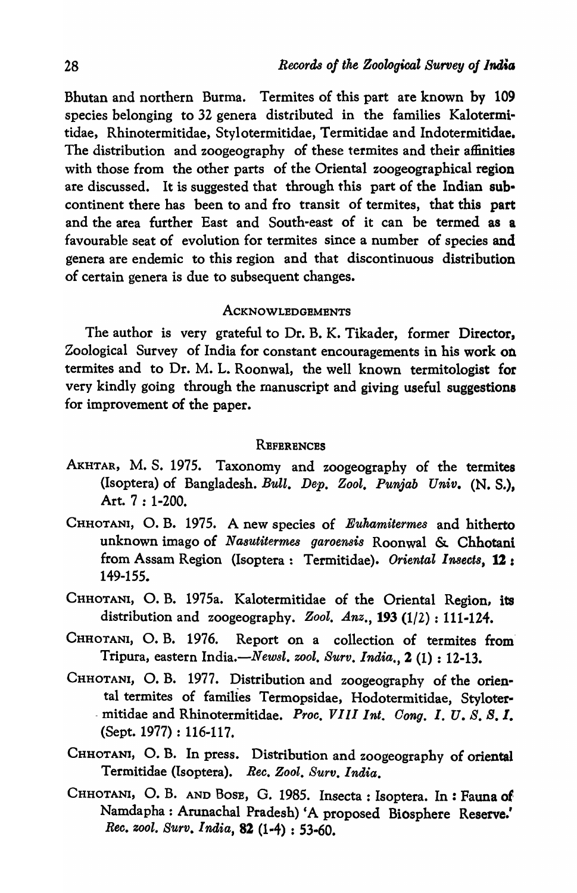Bhutan and northern Burma. Termites of this part are known by 109 species belonging to 32 genera distributed in the families Kalotermitidae, Rhinotermitidae, Stylotermitidae, Termitidae and Indotermitidae. The distribution and zoogeography of these termites and their affinities with those from the other parts of the Oriental zoogeographical region are discussed. It is suggested that through this part of the Indian subcontinent there has been to and fro transit of termites, that this part and the area further East and South-east of it can be termed as a favourable seat of evolution for termites since a number of species and genera are endemic to this region and that discontinuous distribution of certain genera is due to subsequent changes.

## ACKNOWLEDGEMENTS

The author is very grateful to Dr. B. K. Tikader, former Director, Zoological Survey of India for constant encouragements in his work on termites and to Dr. M. L. Roonwal, the well known termitologist for very kindly going through the manuscript and giving useful suggestions for improvement of the paper.

## REFERENCES

AKHTAR, M. S. 1975. Taxonomy and zoogeography of the termites (Isoptera) of Bangladesh. *Bull. Dep. Zool. Punjab Univ.* (N. S.), Art. 7 : 1-200.

CHHOTANI, O. B. 1975. A new species of *Euhamitermes* and hitherto unknown imago of *Nasutitermes garoensis* Roonwal & Chhotani from Assam Region (Isoptera : Termitidae). *Oriental Insects*, **12** : 149-155.

CHHOTANI, O. B. 1975a. Kalotermitidae of the Oriental Region, its distribution and zoogeography. *Zool. Anz.*, **193** (1/2) : 111-124.

CHHOTANI, O. B. 1976. Report on a collection of termites from Tripura, eastern India.—*Newsl. zool. Surv. India.*, **2** (1) : 12-13.

CHHOTANI, O. B. 1977. Distribution and zoogeography of the oriental termites of families Termopsidae, Hodotermitidae, Stylotermitidae and Rhinotermitidae. *Proc. VIII Int. Cong. I. U. S. S. I.* (Sept. 1977) : 116-117.

CHHOTANI, O. B. In press. Distribution and zoogeography of oriental Termitidae (Isoptera). *Rec. Zool. Surv. India.*

CHHOTANI, O. B. AND BOSE, G. 1985. Insecta : Isoptera. In : Fauna of Namdapha : Arunachal Pradesh) 'A proposed Biosphere Reserve.' *Rec. zool. Surv. India*, **82** (1-4) : 53-60.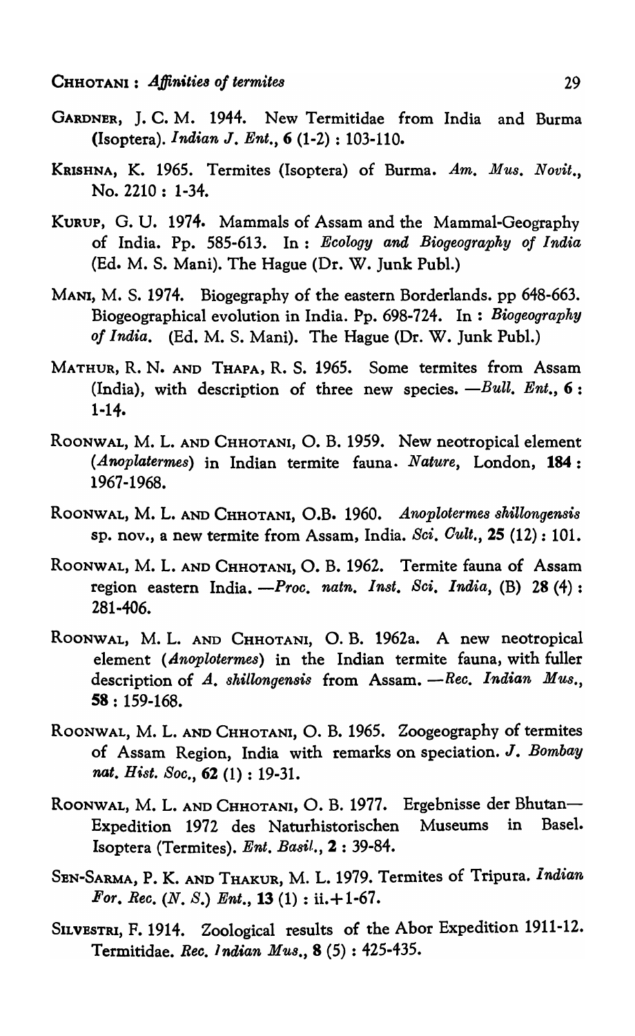GARDNER, J. C. M. 1944. New Termitidae from India and Burma (Isoptera). *Indian J. Ent.*, **6** (1-2) : 103-110.

KRISHNA, K. 1965. Termites (Isoptera) of Burma. *Am. Mus. Novit.*, No. 2210 : 1-34.

KURUP, G. U. 1974. Mammals of Assam and the Mammal-Geography of India. Pp. 585-613. In : *Ecology and Biogeography of India* (Ed. M. S. Mani). The Hague (Dr. W. Junk Publ.)

MANI, M. S. 1974. Biogegraphy of the eastern Borderlands. pp 648-663. Biogeographical evolution in India. Pp. 698-724. In : *Biogeography of India*. (Ed. M. S. Mani). The Hague (Dr. W. Junk Publ.)

MATHUR, R. N. AND THAPA, R. S. 1965. Some termites from Assam (India), with description of three new species. —*Bull. Ent.*, **6** : 1-14.

ROONWAL, M. L. AND CHHOTANI, O. B. 1959. New neotropical element (*Anoplatermes*) in Indian termite fauna. *Nature*, London, **184** : 1967-1968.

ROONWAL, M. L. AND CHHOTANI, O.B. 1960. *Anoplotermes shillongensis* sp. nov., a new termite from Assam, India. *Sci. Cult.*, **25** (12) : 101.

ROONWAL, M. L. AND CHHOTANI, O. B. 1962. Termite fauna of Assam region eastern India. —*Proc. natn. Inst. Sci. India*, (B) **28** (4) : 281-406.

ROONWAL, M. L. AND CHHOTANI, O. B. 1962a. A new neotropical element (*Anoplotermes*) in the Indian termite fauna, with fuller description of *A. shillongensis* from Assam. —*Rec. Indian Mus.*, **58** : 159-168.

ROONWAL, M. L. AND CHHOTANI, O. B. 1965. Zoogeography of termites of Assam Region, India with remarks on speciation. *J. Bombay nat. Hist. Soc.*, **62** (1) : 19-31.

ROONWAL, M. L. AND CHHOTANI, O. B. 1977. Ergebnisse der Bhutan—Expedition 1972 des Naturhistorischen Museums in Basel. Isoptera (Termites). *Ent. Basil.*, **2** : 39-84.

SEN-SARMA, P. K. AND THAKUR, M. L. 1979. Termites of Tripura. *Indian For. Rec. (N. S.) Ent.*, **13** (1) : ii.+1-67.

SILVESTRI, F. 1914. Zoological results of the Abor Expedition 1911-12. Termitidae. *Rec. Indian Mus.*, **8** (5) : 425-435.